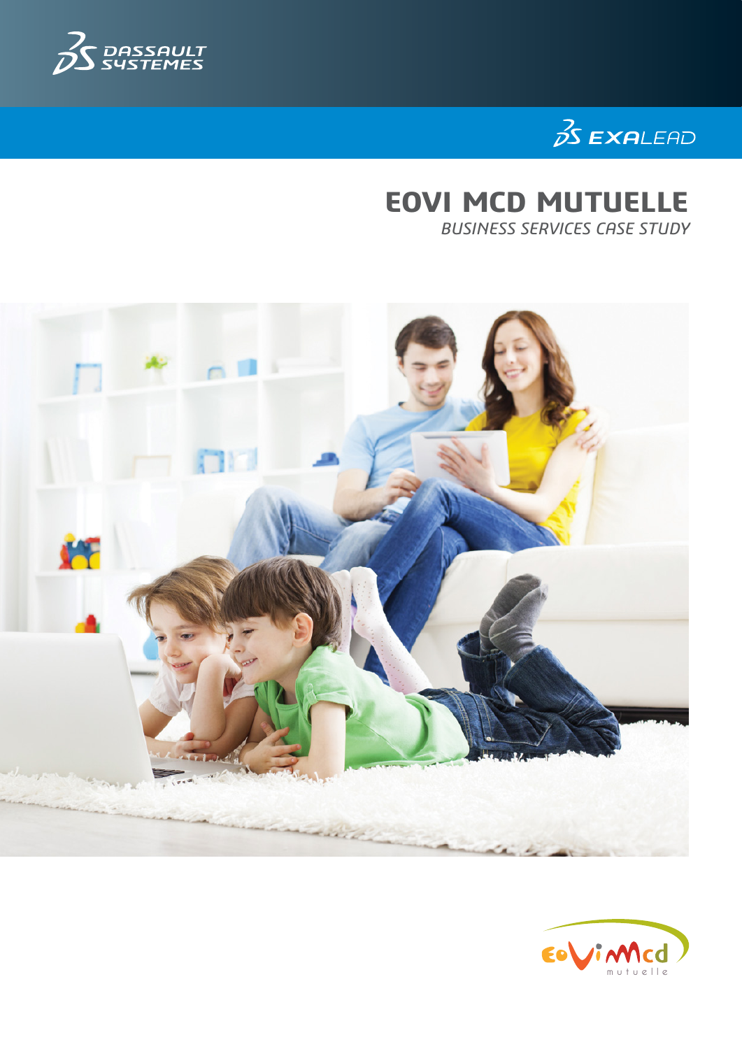DASSAULT SYSTEMES

EXALEAD

# EOVI MCD MUTUELLE

*BUSINESS SERVICES CASE STUDY*

eovimcd mutuelle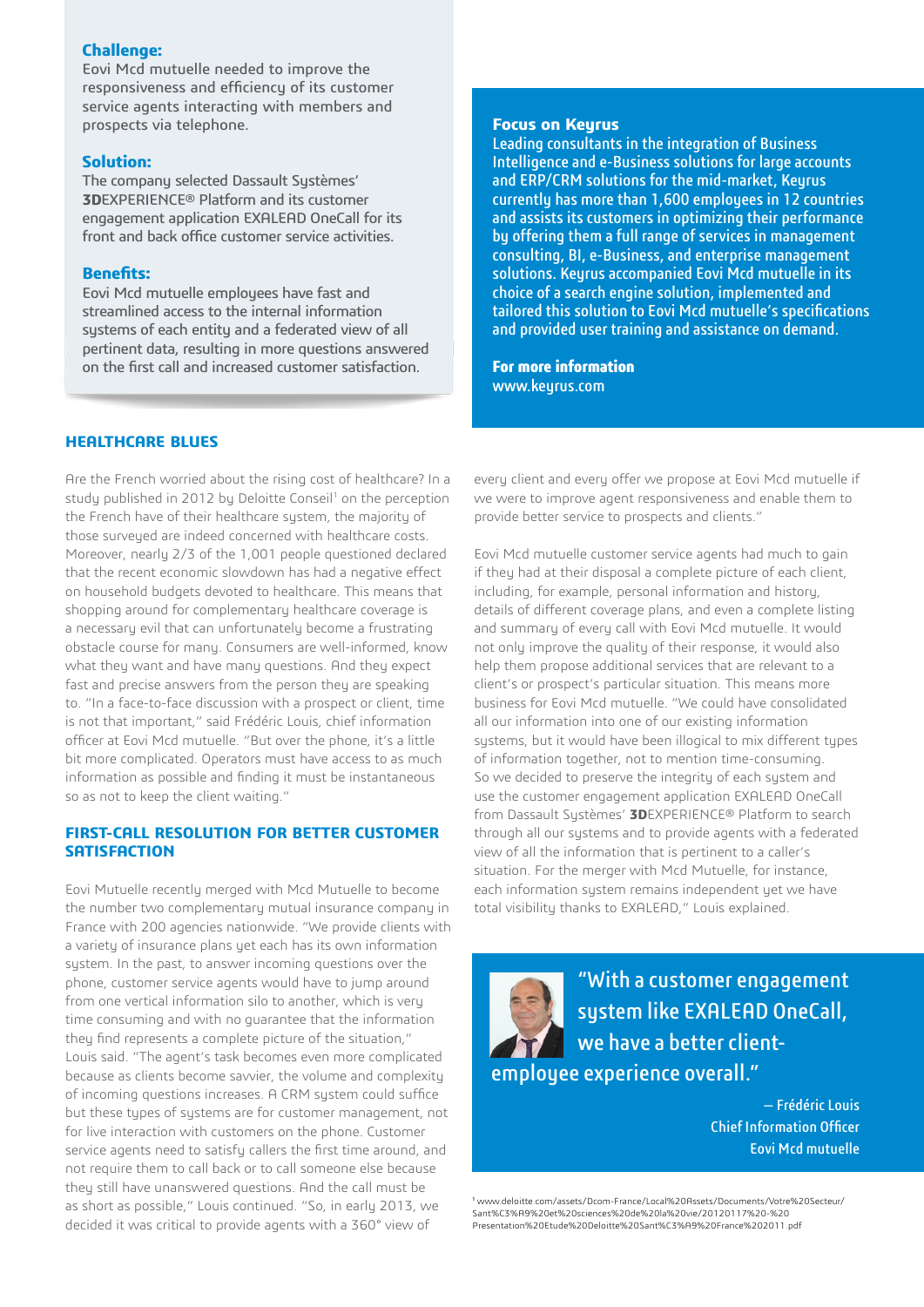**Challenge:**
Eovi Mcd mutuelle needed to improve the responsiveness and efficiency of its customer service agents interacting with members and prospects via telephone.

**Solution:**
The company selected Dassault Systèmes' **3D**EXPERIENCE® Platform and its customer engagement application EXALEAD OneCall for its front and back office customer service activities.

**Benefits:**
Eovi Mcd mutuelle employees have fast and streamlined access to the internal information systems of each entity and a federated view of all pertinent data, resulting in more questions answered on the first call and increased customer satisfaction.

**Focus on Keyrus**
Leading consultants in the integration of Business Intelligence and e-Business solutions for large accounts and ERP/CRM solutions for the mid-market, Keyrus currently has more than 1,600 employees in 12 countries and assists its customers in optimizing their performance by offering them a full range of services in management consulting, BI, e-Business, and enterprise management solutions. Keyrus accompanied Eovi Mcd mutuelle in its choice of a search engine solution, implemented and tailored this solution to Eovi Mcd mutuelle's specifications and provided user training and assistance on demand.

**For more information**
www.keyrus.com

## HEALTHCARE BLUES

Are the French worried about the rising cost of healthcare? In a study published in 2012 by Deloitte Conseil[1] on the perception the French have of their healthcare system, the majority of those surveyed are indeed concerned with healthcare costs. Moreover, nearly 2/3 of the 1,001 people questioned declared that the recent economic slowdown has had a negative effect on household budgets devoted to healthcare. This means that shopping around for complementary healthcare coverage is a necessary evil that can unfortunately become a frustrating obstacle course for many. Consumers are well-informed, know what they want and have many questions. And they expect fast and precise answers from the person they are speaking to. "In a face-to-face discussion with a prospect or client, time is not that important," said Frédéric Louis, chief information officer at Eovi Mcd mutuelle. "But over the phone, it's a little bit more complicated. Operators must have access to as much information as possible and finding it must be instantaneous so as not to keep the client waiting."

## FIRST-CALL RESOLUTION FOR BETTER CUSTOMER SATISFACTION

Eovi Mutuelle recently merged with Mcd Mutuelle to become the number two complementary mutual insurance company in France with 200 agencies nationwide. "We provide clients with a variety of insurance plans yet each has its own information system. In the past, to answer incoming questions over the phone, customer service agents would have to jump around from one vertical information silo to another, which is very time consuming and with no guarantee that the information they find represents a complete picture of the situation," Louis said. "The agent's task becomes even more complicated because as clients become savvier, the volume and complexity of incoming questions increases. A CRM system could suffice but these types of systems are for customer management, not for live interaction with customers on the phone. Customer service agents need to satisfy callers the first time around, and not require them to call back or to call someone else because they still have unanswered questions. And the call must be as short as possible," Louis continued. "So, in early 2013, we decided it was critical to provide agents with a 360° view of every client and every offer we propose at Eovi Mcd mutuelle if we were to improve agent responsiveness and enable them to provide better service to prospects and clients."

Eovi Mcd mutuelle customer service agents had much to gain if they had at their disposal a complete picture of each client, including, for example, personal information and history, details of different coverage plans, and even a complete listing and summary of every call with Eovi Mcd mutuelle. It would not only improve the quality of their response, it would also help them propose additional services that are relevant to a client's or prospect's particular situation. This means more business for Eovi Mcd mutuelle. "We could have consolidated all our information into one of our existing information systems, but it would have been illogical to mix different types of information together, not to mention time-consuming. So we decided to preserve the integrity of each system and use the customer engagement application EXALEAD OneCall from Dassault Systèmes' **3D**EXPERIENCE® Platform to search through all our systems and to provide agents with a federated view of all the information that is pertinent to a caller's situation. For the merger with Mcd Mutuelle, for instance, each information system remains independent yet we have total visibility thanks to EXALEAD," Louis explained.

"With a customer engagement system like EXALEAD OneCall, we have a better client-employee experience overall."

— Frédéric Louis
Chief Information Officer
Eovi Mcd mutuelle

[1] www.deloitte.com/assets/Dcom-France/Local%20Assets/Documents/Votre%20Secteur/Sant%C3%A9%20et%20sciences%20de%20la%20vie/20120117%20-%20Presentation%20Etude%20Deloitte%20Sant%C3%A9%20France%202011.pdf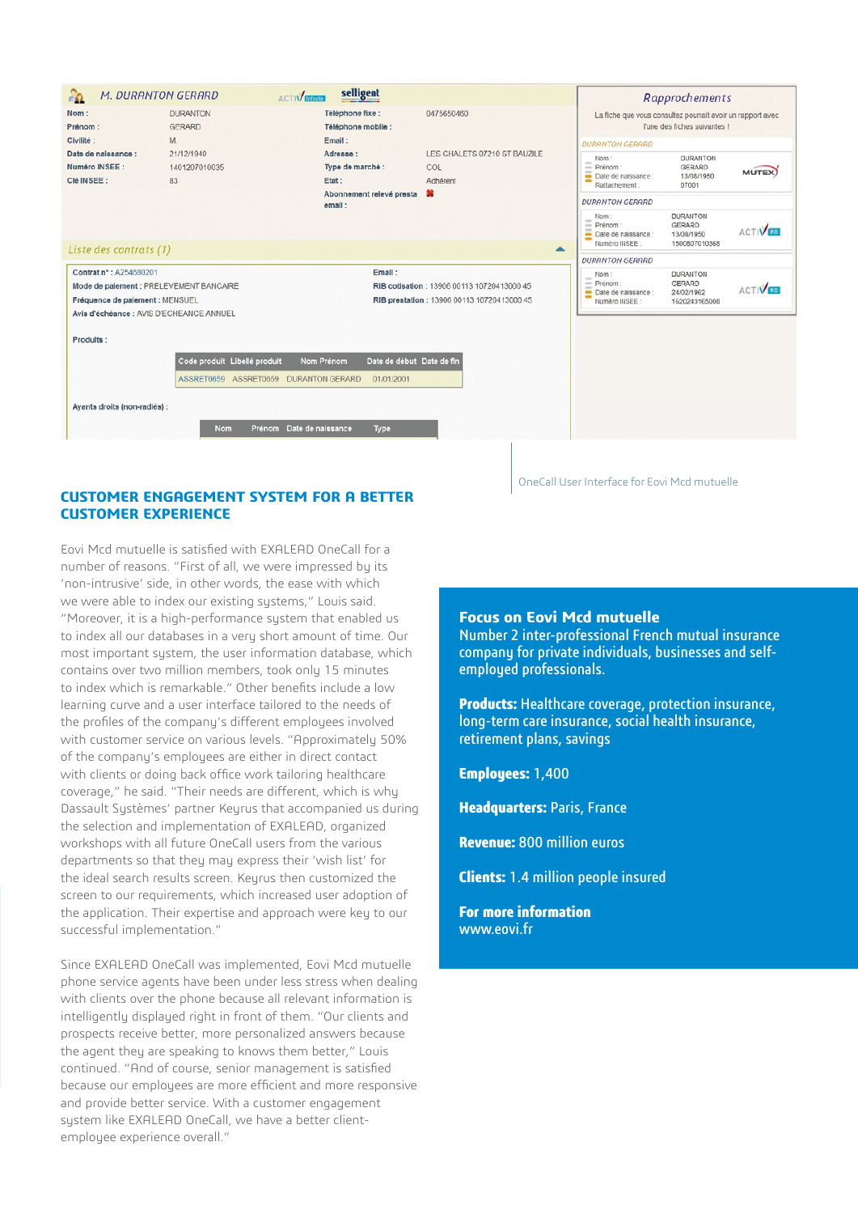OneCall User Interface for Eovi Mcd mutuelle

## CUSTOMER ENGAGEMENT SYSTEM FOR A BETTER CUSTOMER EXPERIENCE

Eovi Mcd mutuelle is satisfied with EXALEAD OneCall for a number of reasons. "First of all, we were impressed by its 'non-intrusive' side, in other words, the ease with which we were able to index our existing systems," Louis said. "Moreover, it is a high-performance system that enabled us to index all our databases in a very short amount of time. Our most important system, the user information database, which contains over two million members, took only 15 minutes to index which is remarkable." Other benefits include a low learning curve and a user interface tailored to the needs of the profiles of the company's different employees involved with customer service on various levels. "Approximately 50% of the company's employees are either in direct contact with clients or doing back office work tailoring healthcare coverage," he said. "Their needs are different, which is why Dassault Systèmes' partner Keyrus that accompanied us during the selection and implementation of EXALEAD, organized workshops with all future OneCall users from the various departments so that they may express their 'wish list' for the ideal search results screen. Keyrus then customized the screen to our requirements, which increased user adoption of the application. Their expertise and approach were key to our successful implementation."

Since EXALEAD OneCall was implemented, Eovi Mcd mutuelle phone service agents have been under less stress when dealing with clients over the phone because all relevant information is intelligently displayed right in front of them. "Our clients and prospects receive better, more personalized answers because the agent they are speaking to knows them better," Louis continued. "And of course, senior management is satisfied because our employees are more efficient and more responsive and provide better service. With a customer engagement system like EXALEAD OneCall, we have a better client-employee experience overall."

### Focus on Eovi Mcd mutuelle

Number 2 inter-professional French mutual insurance company for private individuals, businesses and self-employed professionals.

**Products:** Healthcare coverage, protection insurance, long-term care insurance, social health insurance, retirement plans, savings

**Employees:** 1,400

**Headquarters:** Paris, France

**Revenue:** 800 million euros

**Clients:** 1.4 million people insured

**For more information**
www.eovi.fr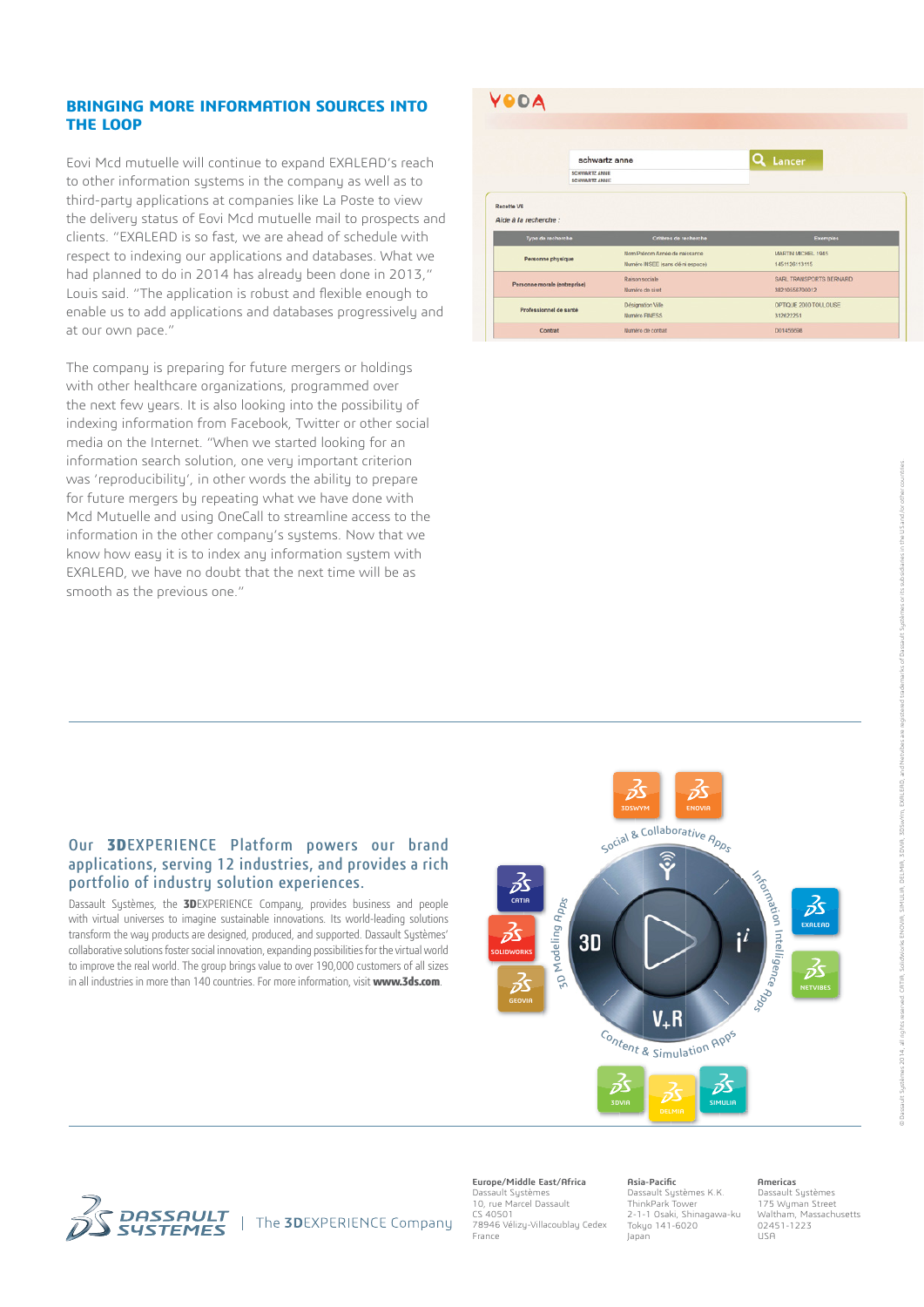## BRINGING MORE INFORMATION SOURCES INTO THE LOOP

Eovi Mcd mutuelle will continue to expand EXALEAD's reach to other information systems in the company as well as to third-party applications at companies like La Poste to view the delivery status of Eovi Mcd mutuelle mail to prospects and clients. "EXALEAD is so fast, we are ahead of schedule with respect to indexing our applications and databases. What we had planned to do in 2014 has already been done in 2013," Louis said. "The application is robust and flexible enough to enable us to add applications and databases progressively and at our own pace."

The company is preparing for future mergers or holdings with other healthcare organizations, programmed over the next few years. It is also looking into the possibility of indexing information from Facebook, Twitter or other social media on the Internet. "When we started looking for an information search solution, one very important criterion was 'reproducibility', in other words the ability to prepare for future mergers by repeating what we have done with Mcd Mutuelle and using OneCall to streamline access to the information in the other company's systems. Now that we know how easy it is to index any information system with EXALEAD, we have no doubt that the next time will be as smooth as the previous one."

### Our **3D**EXPERIENCE Platform powers our brand applications, serving 12 industries, and provides a rich portfolio of industry solution experiences.

Dassault Systèmes, the **3D**EXPERIENCE Company, provides business and people with virtual universes to imagine sustainable innovations. Its world-leading solutions transform the way products are designed, produced, and supported. Dassault Systèmes' collaborative solutions foster social innovation, expanding possibilities for the virtual world to improve the real world. The group brings value to over 190,000 customers of all sizes in all industries in more than 140 countries. For more information, visit **www.3ds.com**.

The **3D**EXPERIENCE Company

**Europe/Middle East/Africa**
Dassault Systèmes
10, rue Marcel Dassault
CS 40501
78946 Vélizy-Villacoublay Cedex
France

**Asia-Pacific**
Dassault Systèmes K.K.
ThinkPark Tower
2-1-1 Osaki, Shinagawa-ku
Tokyo 141-6020
Japan

**Americas**
Dassault Systèmes
175 Wyman Street
Waltham, Massachusetts
02451-1223
USA